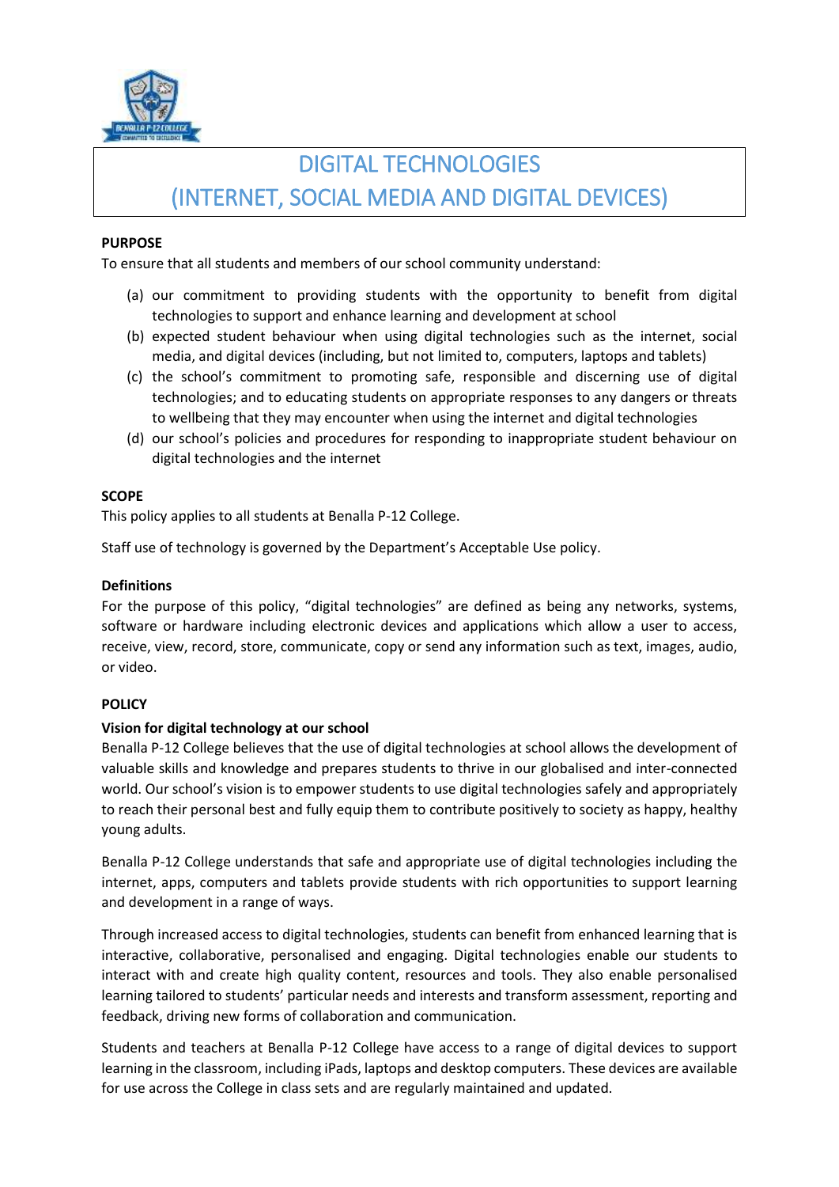# DIGITAL TECHNOLOGIES
# (INTERNET, SOCIAL MEDIA AND DIGITAL DEVICES)

**PURPOSE**

To ensure that all students and members of our school community understand:

(a) our commitment to providing students with the opportunity to benefit from digital technologies to support and enhance learning and development at school

(b) expected student behaviour when using digital technologies such as the internet, social media, and digital devices (including, but not limited to, computers, laptops and tablets)

(c) the school's commitment to promoting safe, responsible and discerning use of digital technologies; and to educating students on appropriate responses to any dangers or threats to wellbeing that they may encounter when using the internet and digital technologies

(d) our school's policies and procedures for responding to inappropriate student behaviour on digital technologies and the internet

**SCOPE**

This policy applies to all students at Benalla P-12 College.

Staff use of technology is governed by the Department's Acceptable Use policy.

**Definitions**

For the purpose of this policy, "digital technologies" are defined as being any networks, systems, software or hardware including electronic devices and applications which allow a user to access, receive, view, record, store, communicate, copy or send any information such as text, images, audio, or video.

**POLICY**

**Vision for digital technology at our school**

Benalla P-12 College believes that the use of digital technologies at school allows the development of valuable skills and knowledge and prepares students to thrive in our globalised and inter-connected world. Our school's vision is to empower students to use digital technologies safely and appropriately to reach their personal best and fully equip them to contribute positively to society as happy, healthy young adults.

Benalla P-12 College understands that safe and appropriate use of digital technologies including the internet, apps, computers and tablets provide students with rich opportunities to support learning and development in a range of ways.

Through increased access to digital technologies, students can benefit from enhanced learning that is interactive, collaborative, personalised and engaging. Digital technologies enable our students to interact with and create high quality content, resources and tools. They also enable personalised learning tailored to students' particular needs and interests and transform assessment, reporting and feedback, driving new forms of collaboration and communication.

Students and teachers at Benalla P-12 College have access to a range of digital devices to support learning in the classroom, including iPads, laptops and desktop computers. These devices are available for use across the College in class sets and are regularly maintained and updated.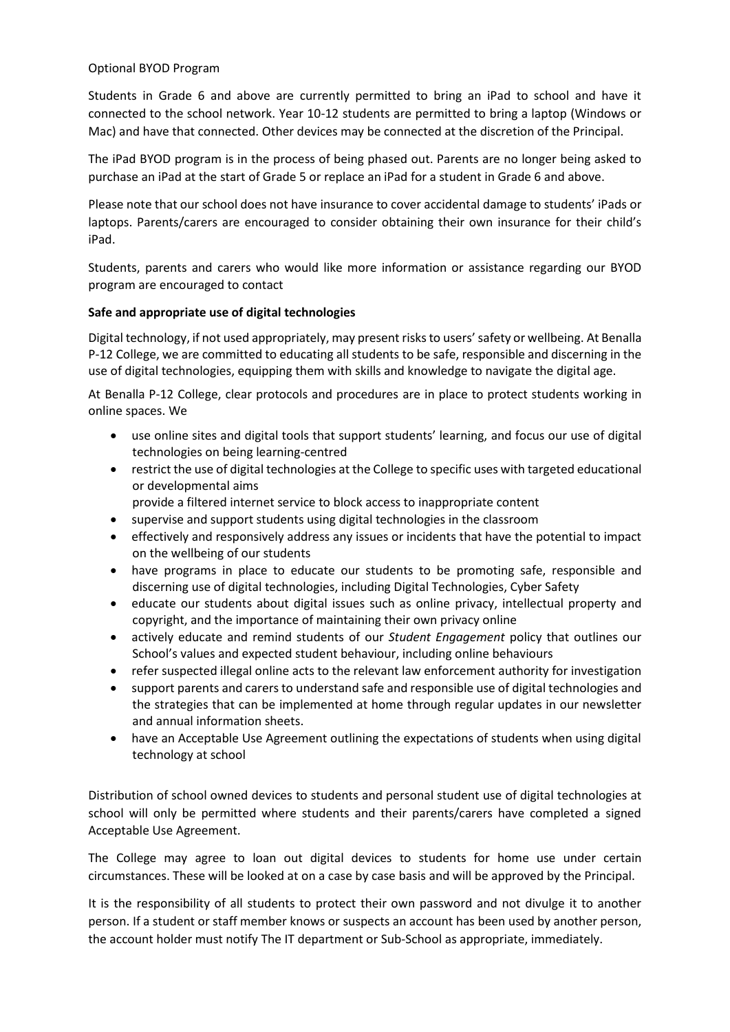Optional BYOD Program

Students in Grade 6 and above are currently permitted to bring an iPad to school and have it connected to the school network. Year 10-12 students are permitted to bring a laptop (Windows or Mac) and have that connected. Other devices may be connected at the discretion of the Principal.

The iPad BYOD program is in the process of being phased out. Parents are no longer being asked to purchase an iPad at the start of Grade 5 or replace an iPad for a student in Grade 6 and above.

Please note that our school does not have insurance to cover accidental damage to students' iPads or laptops. Parents/carers are encouraged to consider obtaining their own insurance for their child's iPad.

Students, parents and carers who would like more information or assistance regarding our BYOD program are encouraged to contact

**Safe and appropriate use of digital technologies**

Digital technology, if not used appropriately, may present risks to users' safety or wellbeing. At Benalla P-12 College, we are committed to educating all students to be safe, responsible and discerning in the use of digital technologies, equipping them with skills and knowledge to navigate the digital age.

At Benalla P-12 College, clear protocols and procedures are in place to protect students working in online spaces. We

- use online sites and digital tools that support students' learning, and focus our use of digital technologies on being learning-centred
- restrict the use of digital technologies at the College to specific uses with targeted educational or developmental aims
  provide a filtered internet service to block access to inappropriate content
- supervise and support students using digital technologies in the classroom
- effectively and responsively address any issues or incidents that have the potential to impact on the wellbeing of our students
- have programs in place to educate our students to be promoting safe, responsible and discerning use of digital technologies, including Digital Technologies, Cyber Safety
- educate our students about digital issues such as online privacy, intellectual property and copyright, and the importance of maintaining their own privacy online
- actively educate and remind students of our *Student Engagement* policy that outlines our School's values and expected student behaviour, including online behaviours
- refer suspected illegal online acts to the relevant law enforcement authority for investigation
- support parents and carers to understand safe and responsible use of digital technologies and the strategies that can be implemented at home through regular updates in our newsletter and annual information sheets.
- have an Acceptable Use Agreement outlining the expectations of students when using digital technology at school

Distribution of school owned devices to students and personal student use of digital technologies at school will only be permitted where students and their parents/carers have completed a signed Acceptable Use Agreement.

The College may agree to loan out digital devices to students for home use under certain circumstances. These will be looked at on a case by case basis and will be approved by the Principal.

It is the responsibility of all students to protect their own password and not divulge it to another person. If a student or staff member knows or suspects an account has been used by another person, the account holder must notify The IT department or Sub-School as appropriate, immediately.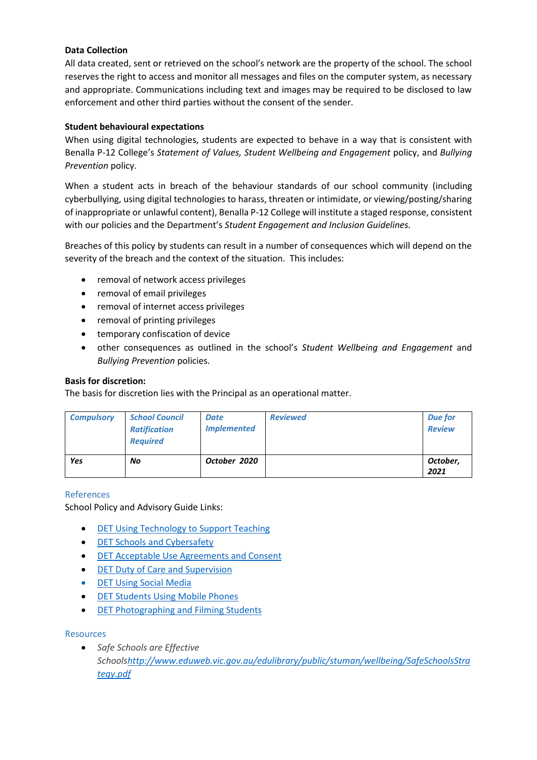**Data Collection**

All data created, sent or retrieved on the school's network are the property of the school. The school reserves the right to access and monitor all messages and files on the computer system, as necessary and appropriate. Communications including text and images may be required to be disclosed to law enforcement and other third parties without the consent of the sender.

**Student behavioural expectations**

When using digital technologies, students are expected to behave in a way that is consistent with Benalla P-12 College's *Statement of Values, Student Wellbeing and Engagement* policy, and *Bullying Prevention* policy.

When a student acts in breach of the behaviour standards of our school community (including cyberbullying, using digital technologies to harass, threaten or intimidate, or viewing/posting/sharing of inappropriate or unlawful content), Benalla P-12 College will institute a staged response, consistent with our policies and the Department's *Student Engagement and Inclusion Guidelines.*

Breaches of this policy by students can result in a number of consequences which will depend on the severity of the breach and the context of the situation. This includes:

- removal of network access privileges
- removal of email privileges
- removal of internet access privileges
- removal of printing privileges
- temporary confiscation of device
- other consequences as outlined in the school's *Student Wellbeing and Engagement* and *Bullying Prevention* policies.

**Basis for discretion:**

The basis for discretion lies with the Principal as an operational matter.

| ***Compulsory*** | ***School Council Ratification Required*** | ***Date Implemented*** | ***Reviewed*** | ***Due for Review*** |
|---|---|---|---|---|
| ***Yes*** | ***No*** | ***October 2020*** | | ***October, 2021*** |

References

School Policy and Advisory Guide Links:

- DET Using Technology to Support Teaching
- DET Schools and Cybersafety
- DET Acceptable Use Agreements and Consent
- DET Duty of Care and Supervision
- DET Using Social Media
- DET Students Using Mobile Phones
- DET Photographing and Filming Students

Resources

- *Safe Schools are Effective Schools*http://www.eduweb.vic.gov.au/edulibrary/public/stuman/wellbeing/SafeSchoolsStrategy.pdf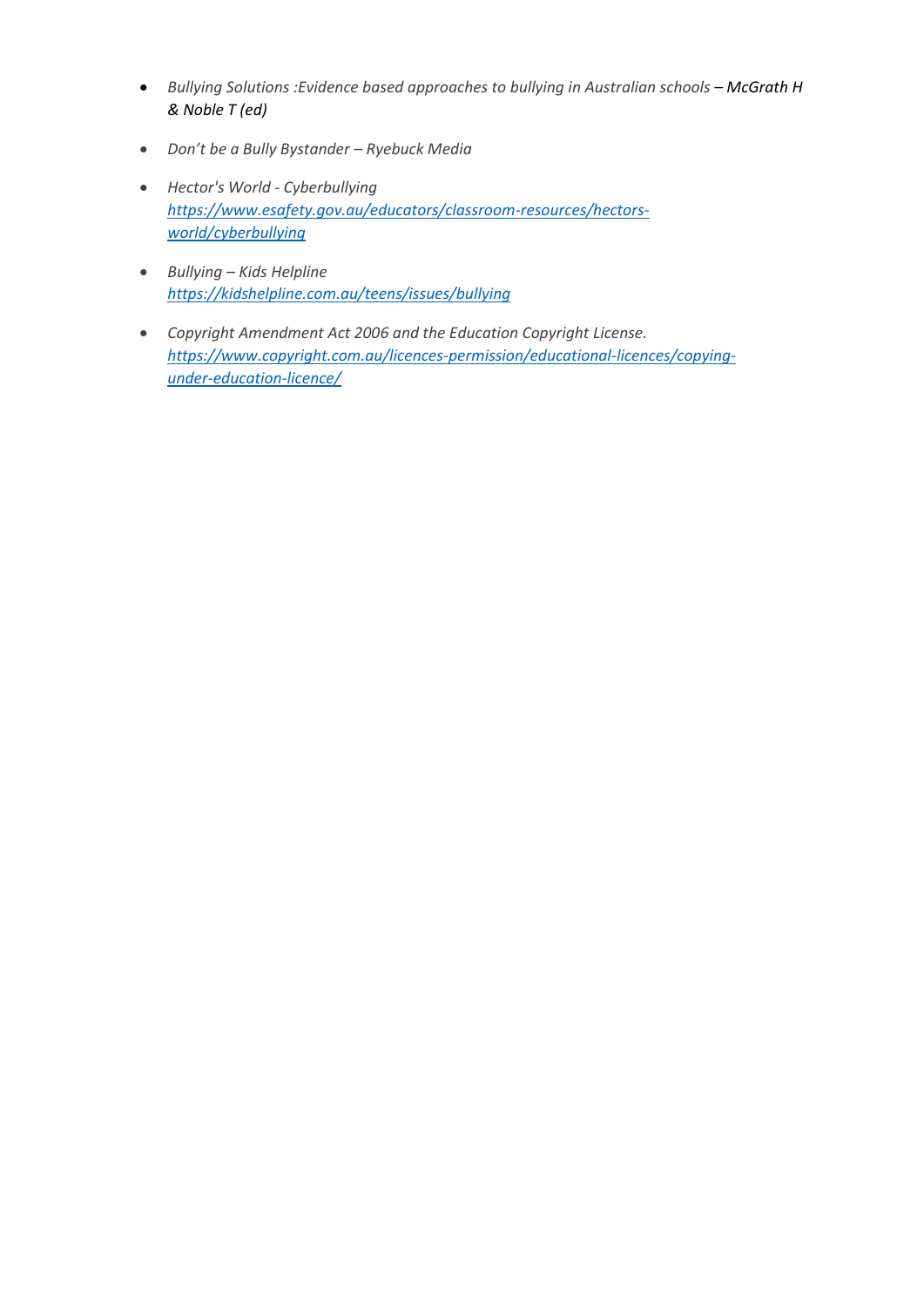- *Bullying Solutions :Evidence based approaches to bullying in Australian schools – McGrath H & Noble T (ed)*

- *Don't be a Bully Bystander – Ryebuck Media*

- *Hector's World - Cyberbullying*
  *https://www.esafety.gov.au/educators/classroom-resources/hectors-world/cyberbullying*

- *Bullying – Kids Helpline*
  *https://kidshelpline.com.au/teens/issues/bullying*

- *Copyright Amendment Act 2006 and the Education Copyright License.*
  *https://www.copyright.com.au/licences-permission/educational-licences/copying-under-education-licence/*